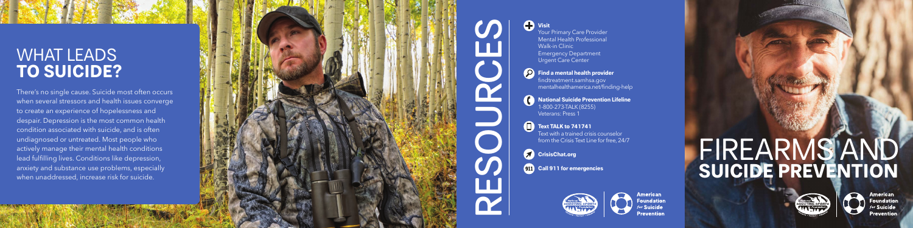# WHAT LEADS **TO SUICIDE?**

There's no single cause. Suicide most often occurs when several stressors and health issues converge to create an experience of hopelessness and despair. Depression is the most common health condition associated with suicide, and is often undiagnosed or untreated. Most people who actively manage their mental health conditions lead fulfilling lives. Conditions like depression, anxiety and substance use problems, especially when unaddressed, increase risk for suicide.

# RESOURCES

**Visit**
Your Primary Care Provider
Mental Health Professional
Walk-in Clinic
Emergency Department
Urgent Care Center

**Find a mental health provider**
findtreatment.samhsa.gov
mentalhealthamerica.net/finding-help

**National Suicide Prevention Lifeline**
1-800-273-TALK (8255)
Veterans: Press 1

**Text TALK to 741741**
Text with a trained crisis counselor from the Crisis Text Line for free, 24/7

**CrisisChat.org**

**Call 911 for emergencies**

National Shooting Sports Foundation | American Foundation for Suicide Prevention

# FIREARMS AND **SUICIDE PREVENTION**

National Shooting Sports Foundation | American Foundation for Suicide Prevention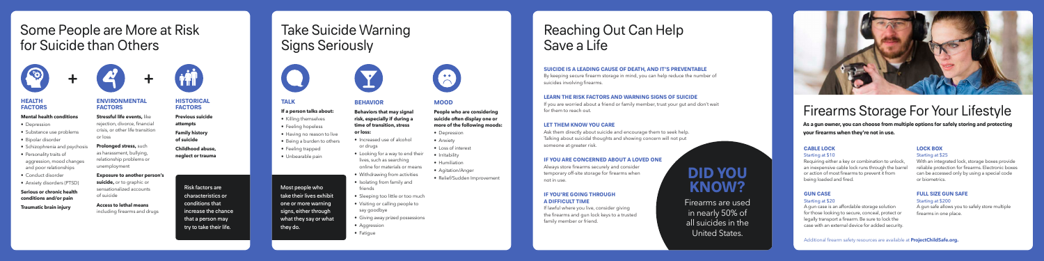# Some People are More at Risk for Suicide than Others

### HEALTH FACTORS

**Mental health conditions**

- Depression
- Substance use problems
- Bipolar disorder
- Schizophrenia and psychosis
- Personality traits of aggression, mood changes and poor relationships
- Conduct disorder
- Anxiety disorders (PTSD)

**Serious or chronic health conditions and/or pain**

**Traumatic brain injury**

### ENVIRONMENTAL FACTORS

**Stressful life events,** like rejection, divorce, financial crisis, or other life transition or loss

**Prolonged stress,** such as harassment, bullying, relationship problems or unemployment

**Exposure to another person's suicide,** or to graphic or sensationalized accounts of suicide

**Access to lethal means** including firearms and drugs

### HISTORICAL FACTORS

**Previous suicide attempts**

**Family history of suicide**

**Childhood abuse, neglect or trauma**

Risk factors are characteristics or conditions that increase the chance that a person may try to take their life.

# Take Suicide Warning Signs Seriously

### TALK

**If a person talks about:**

- Killing themselves
- Feeling hopeless
- Having no reason to live
- Being a burden to others
- Feeling trapped
- Unbearable pain

### BEHAVIOR

**Behaviors that may signal risk, especially if during a time of transition, stress or loss:**

- Increased use of alcohol or drugs
- Looking for a way to end their lives, such as searching online for materials or means
- Withdrawing from activities
- Isolating from family and friends
- Sleeping too little or too much
- Visiting or calling people to say goodbye
- Giving away prized possessions
- Aggression
- Fatigue

### MOOD

**People who are considering suicide often display one or more of the following moods:**

- Depression
- Anxiety
- Loss of interest
- Irritability
- Humiliation
- Agitation/Anger
- Relief/Sudden Improvement

Most people who take their lives exhibit one or more warning signs, either through what they say or what they do.

# Reaching Out Can Help Save a Life

#### SUICIDE IS A LEADING CAUSE OF DEATH, AND IT'S PREVENTABLE

By keeping secure firearm storage in mind, you can help reduce the number of suicides involving firearms.

#### LEARN THE RISK FACTORS AND WARNING SIGNS OF SUICIDE

If you are worried about a friend or family member, trust your gut and don't wait for them to reach out.

#### LET THEM KNOW YOU CARE

Ask them directly about suicide and encourage them to seek help. Talking about suicidal thoughts and showing concern will not put someone at greater risk.

#### IF YOU ARE CONCERNED ABOUT A LOVED ONE

Always store firearms securely and consider temporary off-site storage for firearms when not in use.

#### IF YOU'RE GOING THROUGH A DIFFICULT TIME

If lawful where you live, consider giving the firearms and gun lock keys to a trusted family member or friend.

## DID YOU KNOW?

Firearms are used in nearly 50% of all suicides in the United States.

# Firearms Storage For Your Lifestyle

**As a gun owner, you can choose from multiple options for safely storing and protecting your firearms when they're not in use.**

#### CABLE LOCK

Starting at $10

Requiring either a key or combination to unlock, an inexpensive cable lock runs through the barrel or action of most firearms to prevent it from being loaded and fired.

#### GUN CASE

Starting at $20

A gun case is an affordable storage solution for those looking to secure, conceal, protect or legally transport a firearm. Be sure to lock the case with an external device for added security.

#### LOCK BOX

Starting at $25

With an integrated lock, storage boxes provide reliable protection for firearms. Electronic boxes can be accessed only by using a special code or biometrics.

#### FULL SIZE GUN SAFE

Starting at $200

A gun safe allows you to safely store multiple firearms in one place.

Additional firearm safety resources are available at **ProjectChildSafe.org.**